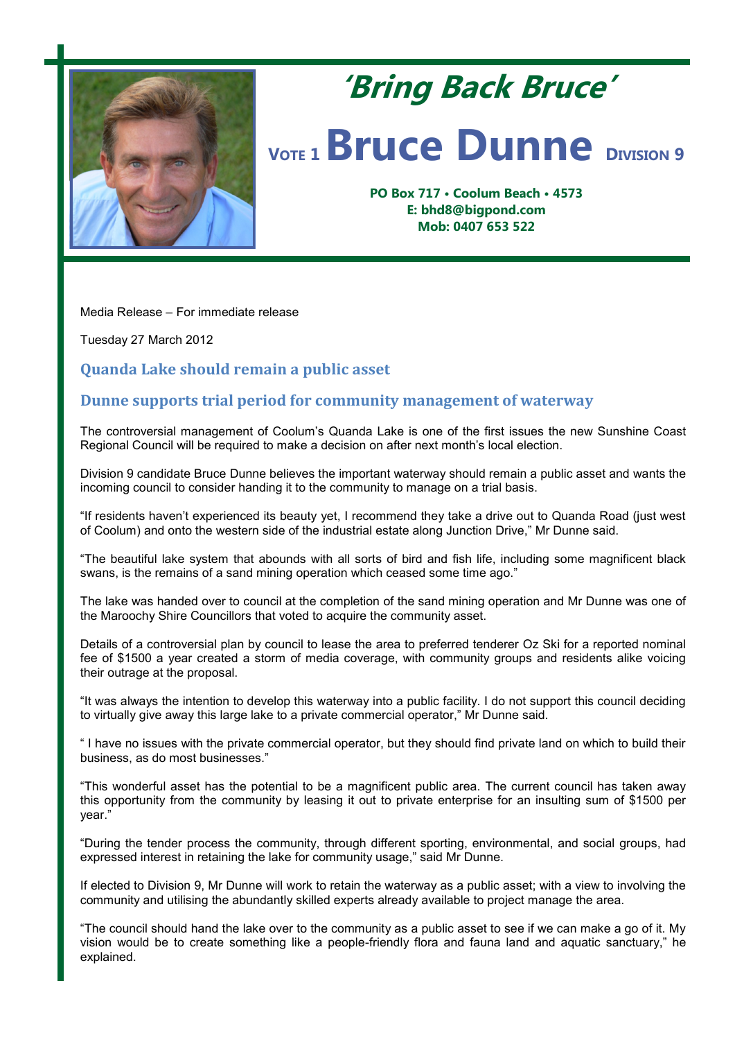# 'Bring Back Bruce'

## VOTE 1 Bruce Dunne DIVISION 9

**PO Box 717 • Coolum Beach • 4573**
**E: bhd8@bigpond.com**
**Mob: 0407 653 522**

Media Release – For immediate release

Tuesday 27 March 2012

### Quanda Lake should remain a public asset

### Dunne supports trial period for community management of waterway

The controversial management of Coolum's Quanda Lake is one of the first issues the new Sunshine Coast Regional Council will be required to make a decision on after next month's local election.

Division 9 candidate Bruce Dunne believes the important waterway should remain a public asset and wants the incoming council to consider handing it to the community to manage on a trial basis.

"If residents haven't experienced its beauty yet, I recommend they take a drive out to Quanda Road (just west of Coolum) and onto the western side of the industrial estate along Junction Drive," Mr Dunne said.

"The beautiful lake system that abounds with all sorts of bird and fish life, including some magnificent black swans, is the remains of a sand mining operation which ceased some time ago."

The lake was handed over to council at the completion of the sand mining operation and Mr Dunne was one of the Maroochy Shire Councillors that voted to acquire the community asset.

Details of a controversial plan by council to lease the area to preferred tenderer Oz Ski for a reported nominal fee of $1500 a year created a storm of media coverage, with community groups and residents alike voicing their outrage at the proposal.

"It was always the intention to develop this waterway into a public facility. I do not support this council deciding to virtually give away this large lake to a private commercial operator," Mr Dunne said.

" I have no issues with the private commercial operator, but they should find private land on which to build their business, as do most businesses."

"This wonderful asset has the potential to be a magnificent public area. The current council has taken away this opportunity from the community by leasing it out to private enterprise for an insulting sum of $1500 per year."

"During the tender process the community, through different sporting, environmental, and social groups, had expressed interest in retaining the lake for community usage," said Mr Dunne.

If elected to Division 9, Mr Dunne will work to retain the waterway as a public asset; with a view to involving the community and utilising the abundantly skilled experts already available to project manage the area.

"The council should hand the lake over to the community as a public asset to see if we can make a go of it. My vision would be to create something like a people-friendly flora and fauna land and aquatic sanctuary," he explained.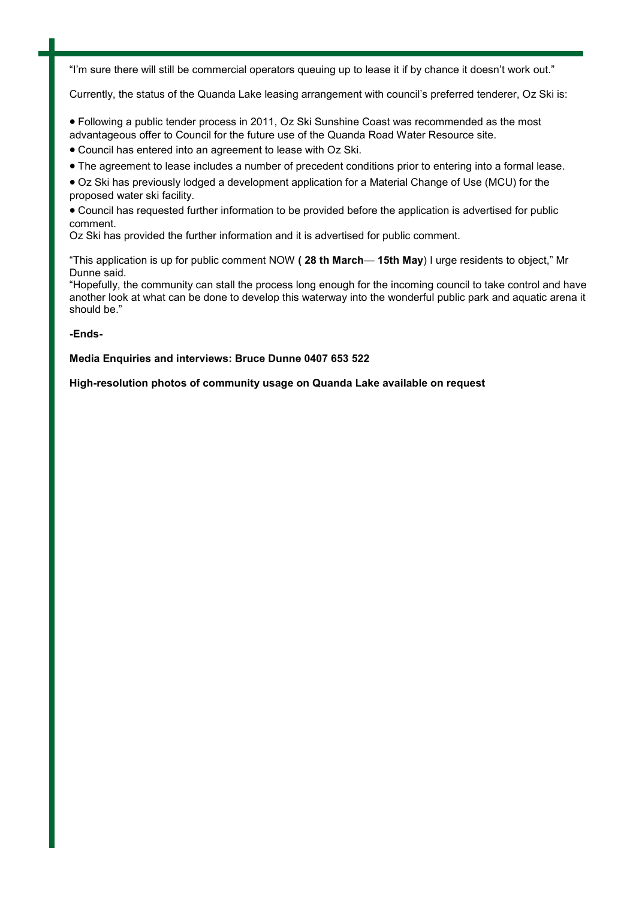"I'm sure there will still be commercial operators queuing up to lease it if by chance it doesn't work out."

Currently, the status of the Quanda Lake leasing arrangement with council's preferred tenderer, Oz Ski is:

- Following a public tender process in 2011, Oz Ski Sunshine Coast was recommended as the most advantageous offer to Council for the future use of the Quanda Road Water Resource site.
- Council has entered into an agreement to lease with Oz Ski.
- The agreement to lease includes a number of precedent conditions prior to entering into a formal lease.
- Oz Ski has previously lodged a development application for a Material Change of Use (MCU) for the proposed water ski facility.
- Council has requested further information to be provided before the application is advertised for public comment.

Oz Ski has provided the further information and it is advertised for public comment.

"This application is up for public comment NOW **( 28 th March**— **15th May**) I urge residents to object," Mr Dunne said.

"Hopefully, the community can stall the process long enough for the incoming council to take control and have another look at what can be done to develop this waterway into the wonderful public park and aquatic arena it should be."

**-Ends-**

**Media Enquiries and interviews: Bruce Dunne 0407 653 522**

**High-resolution photos of community usage on Quanda Lake available on request**